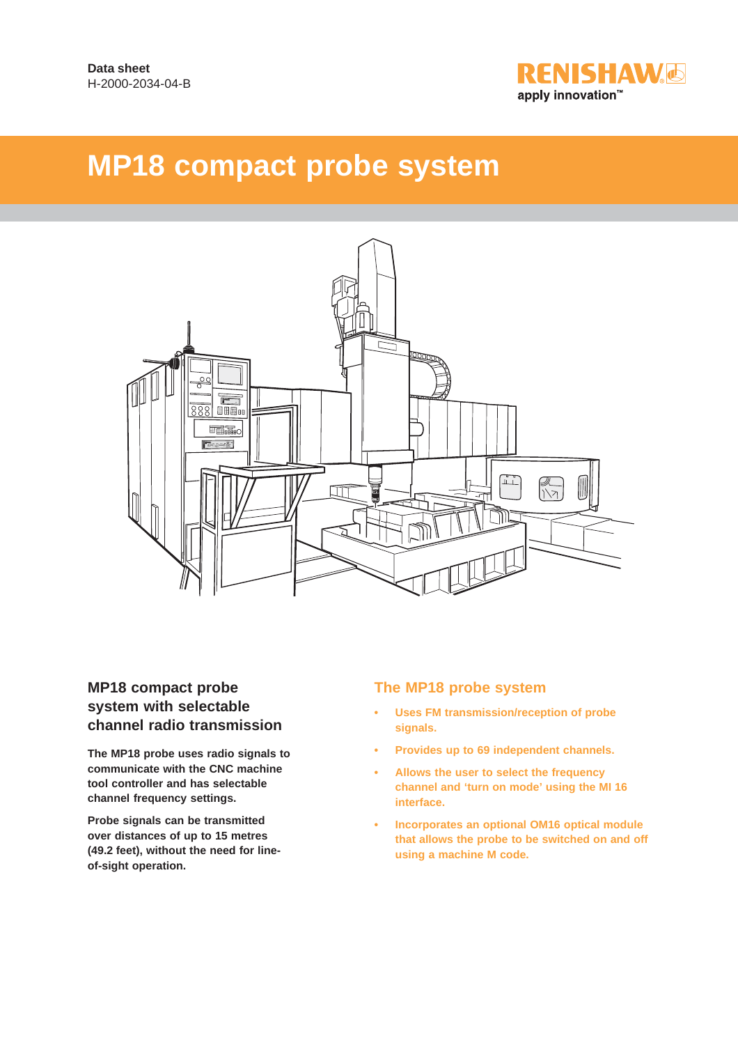Data sheet
H-2000-2034-04-B

# MP18 compact probe system

## MP18 compact probe system with selectable channel radio transmission

**The MP18 probe uses radio signals to communicate with the CNC machine tool controller and has selectable channel frequency settings.**

**Probe signals can be transmitted over distances of up to 15 metres (49.2 feet), without the need for line-of-sight operation.**

## The MP18 probe system

- **Uses FM transmission/reception of probe signals.**
- **Provides up to 69 independent channels.**
- **Allows the user to select the frequency channel and 'turn on mode' using the MI 16 interface.**
- **Incorporates an optional OM16 optical module that allows the probe to be switched on and off using a machine M code.**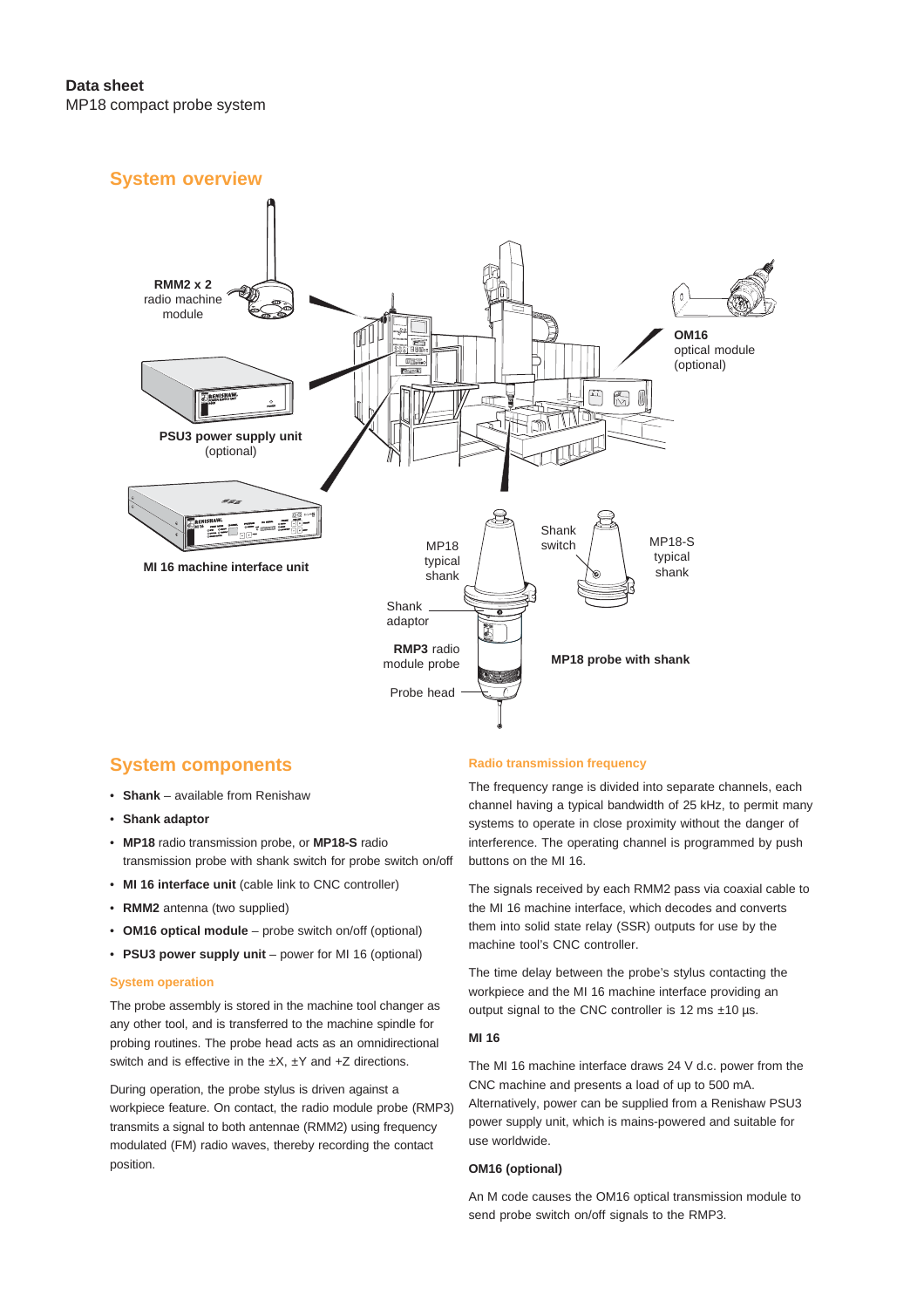## System overview

RMM2 x 2 radio machine module

PSU3 power supply unit (optional)

MI 16 machine interface unit

OM16 optical module (optional)

MP18 typical shank

Shank switch

MP18-S typical shank

Shank adaptor

RMP3 radio module probe

Probe head

MP18 probe with shank

## System components

- **Shank** – available from Renishaw
- **Shank adaptor**
- **MP18** radio transmission probe, or **MP18-S** radio transmission probe with shank switch for probe switch on/off
- **MI 16 interface unit** (cable link to CNC controller)
- **RMM2** antenna (two supplied)
- **OM16 optical module** – probe switch on/off (optional)
- **PSU3 power supply unit** – power for MI 16 (optional)

### System operation

The probe assembly is stored in the machine tool changer as any other tool, and is transferred to the machine spindle for probing routines. The probe head acts as an omnidirectional switch and is effective in the ±X, ±Y and +Z directions.

During operation, the probe stylus is driven against a workpiece feature. On contact, the radio module probe (RMP3) transmits a signal to both antennae (RMM2) using frequency modulated (FM) radio waves, thereby recording the contact position.

### Radio transmission frequency

The frequency range is divided into separate channels, each channel having a typical bandwidth of 25 kHz, to permit many systems to operate in close proximity without the danger of interference. The operating channel is programmed by push buttons on the MI 16.

The signals received by each RMM2 pass via coaxial cable to the MI 16 machine interface, which decodes and converts them into solid state relay (SSR) outputs for use by the machine tool's CNC controller.

The time delay between the probe's stylus contacting the workpiece and the MI 16 machine interface providing an output signal to the CNC controller is 12 ms ±10 µs.

#### MI 16

The MI 16 machine interface draws 24 V d.c. power from the CNC machine and presents a load of up to 500 mA. Alternatively, power can be supplied from a Renishaw PSU3 power supply unit, which is mains-powered and suitable for use worldwide.

#### OM16 (optional)

An M code causes the OM16 optical transmission module to send probe switch on/off signals to the RMP3.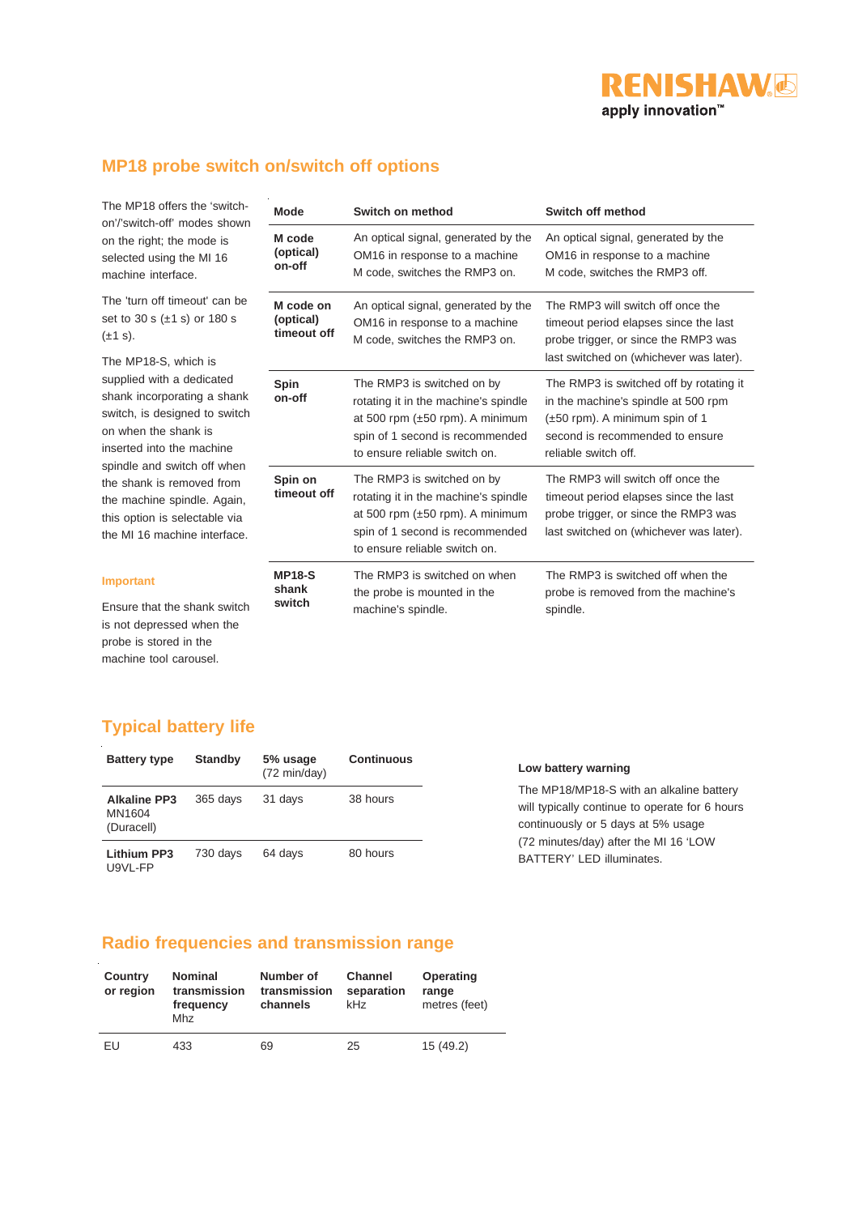## MP18 probe switch on/switch off options

The MP18 offers the 'switch-on'/'switch-off' modes shown on the right; the mode is selected using the MI 16 machine interface.

The 'turn off timeout' can be set to 30 s (±1 s) or 180 s (±1 s).

The MP18-S, which is supplied with a dedicated shank incorporating a shank switch, is designed to switch on when the shank is inserted into the machine spindle and switch off when the shank is removed from the machine spindle. Again, this option is selectable via the MI 16 machine interface.

**Important**

Ensure that the shank switch is not depressed when the probe is stored in the machine tool carousel.

| Mode | Switch on method | Switch off method |
|---|---|---|
| **M code (optical) on-off** | An optical signal, generated by the OM16 in response to a machine M code, switches the RMP3 on. | An optical signal, generated by the OM16 in response to a machine M code, switches the RMP3 off. |
| **M code on (optical) timeout off** | An optical signal, generated by the OM16 in response to a machine M code, switches the RMP3 on. | The RMP3 will switch off once the timeout period elapses since the last probe trigger, or since the RMP3 was last switched on (whichever was later). |
| **Spin on-off** | The RMP3 is switched on by rotating it in the machine's spindle at 500 rpm (±50 rpm). A minimum spin of 1 second is recommended to ensure reliable switch on. | The RMP3 is switched off by rotating it in the machine's spindle at 500 rpm (±50 rpm). A minimum spin of 1 second is recommended to ensure reliable switch off. |
| **Spin on timeout off** | The RMP3 is switched on by rotating it in the machine's spindle at 500 rpm (±50 rpm). A minimum spin of 1 second is recommended to ensure reliable switch on. | The RMP3 will switch off once the timeout period elapses since the last probe trigger, or since the RMP3 was last switched on (whichever was later). |
| **MP18-S shank switch** | The RMP3 is switched on when the probe is mounted in the machine's spindle. | The RMP3 is switched off when the probe is removed from the machine's spindle. |

## Typical battery life

| Battery type | Standby | 5% usage (72 min/day) | Continuous |
|---|---|---|---|
| **Alkaline PP3** MN1604 (Duracell) | 365 days | 31 days | 38 hours |
| **Lithium PP3** U9VL-FP | 730 days | 64 days | 80 hours |

**Low battery warning**

The MP18/MP18-S with an alkaline battery will typically continue to operate for 6 hours continuously or 5 days at 5% usage (72 minutes/day) after the MI 16 'LOW BATTERY' LED illuminates.

## Radio frequencies and transmission range

| Country or region | Nominal transmission frequency Mhz | Number of transmission channels | Channel separation kHz | Operating range metres (feet) |
|---|---|---|---|---|
| EU | 433 | 69 | 25 | 15 (49.2) |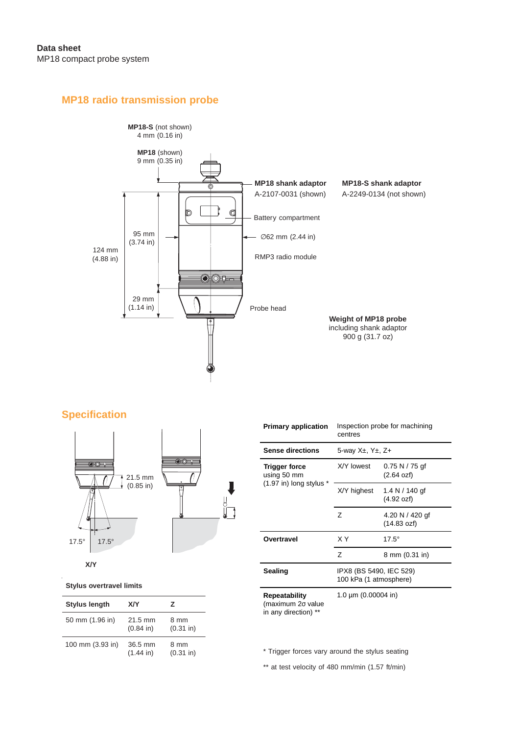## MP18 radio transmission probe

**MP18-S** (not shown)
4 mm (0.16 in)

**MP18** (shown)
9 mm (0.35 in)

**MP18 shank adaptor**
A-2107-0031 (shown)

**MP18-S shank adaptor**
A-2249-0134 (not shown)

Battery compartment

∅62 mm (2.44 in)

RMP3 radio module

Probe head

95 mm (3.74 in)

124 mm (4.88 in)

29 mm (1.14 in)

**Weight of MP18 probe**
including shank adaptor
900 g (31.7 oz)

## Specification

21.5 mm (0.85 in)

17.5° 17.5°

**X/Y**

**Stylus overtravel limits**

| Stylus length | X/Y | Z |
|---|---|---|
| 50 mm (1.96 in) | 21.5 mm (0.84 in) | 8 mm (0.31 in) |
| 100 mm (3.93 in) | 36.5 mm (1.44 in) | 8 mm (0.31 in) |

| | | |
|---|---|---|
| **Primary application** | Inspection probe for machining centres | |
| **Sense directions** | 5-way X±, Y±, Z+ | |
| **Trigger force** using 50 mm (1.97 in) long stylus * | X/Y lowest | 0.75 N / 75 gf (2.64 ozf) |
| | X/Y highest | 1.4 N / 140 gf (4.92 ozf) |
| | Z | 4.20 N / 420 gf (14.83 ozf) |
| **Overtravel** | X Y | 17.5° |
| | Z | 8 mm (0.31 in) |
| **Sealing** | IPX8 (BS 5490, IEC 529) 100 kPa (1 atmosphere) | |
| **Repeatability** (maximum 2σ value in any direction) ** | 1.0 µm (0.00004 in) | |

\* Trigger forces vary around the stylus seating

\*\* at test velocity of 480 mm/min (1.57 ft/min)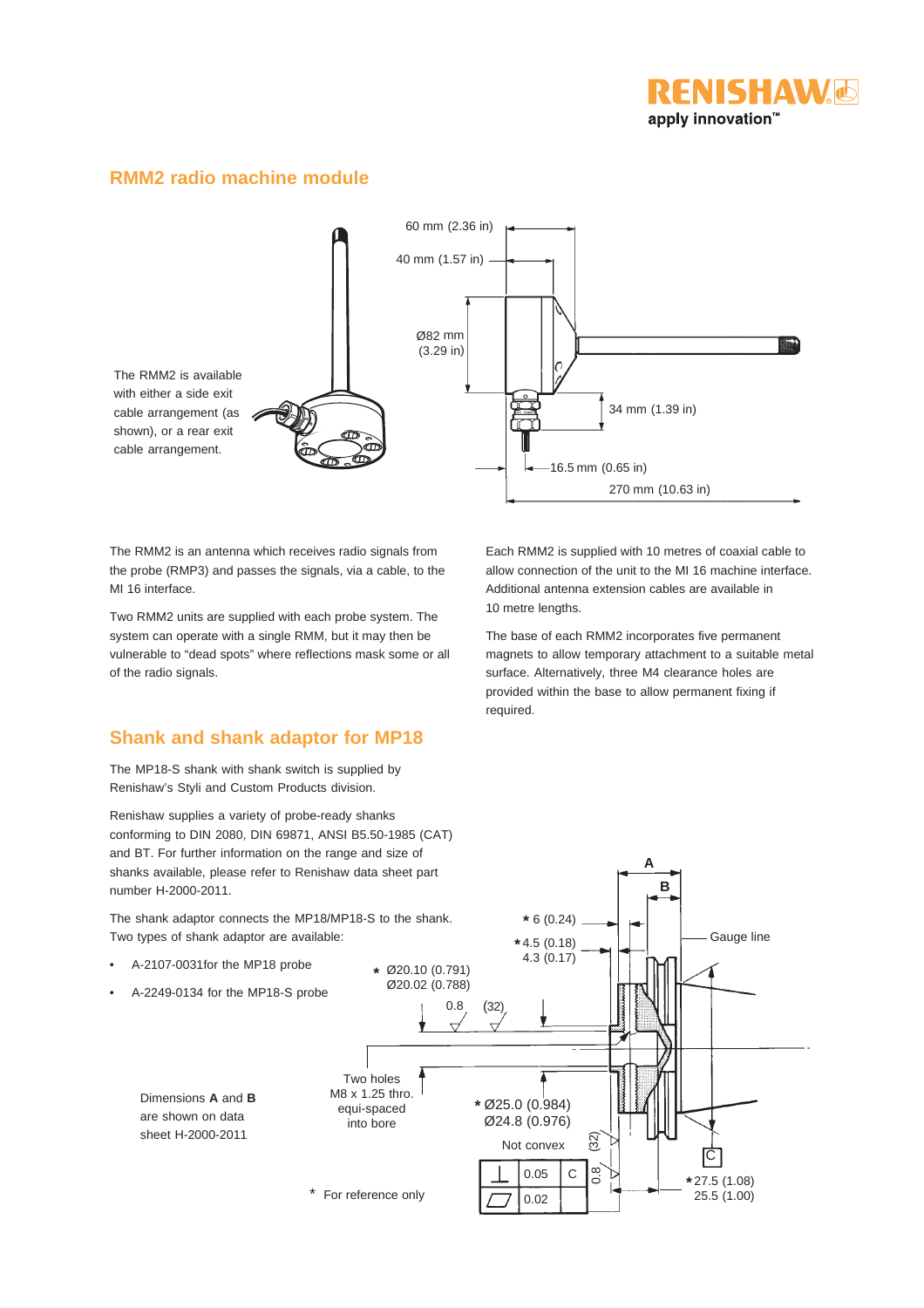## RMM2 radio machine module

The RMM2 is available with either a side exit cable arrangement (as shown), or a rear exit cable arrangement.

60 mm (2.36 in)

40 mm (1.57 in)

Ø82 mm (3.29 in)

34 mm (1.39 in)

16.5 mm (0.65 in)

270 mm (10.63 in)

The RMM2 is an antenna which receives radio signals from the probe (RMP3) and passes the signals, via a cable, to the MI 16 interface.

Two RMM2 units are supplied with each probe system. The system can operate with a single RMM, but it may then be vulnerable to "dead spots" where reflections mask some or all of the radio signals.

Each RMM2 is supplied with 10 metres of coaxial cable to allow connection of the unit to the MI 16 machine interface. Additional antenna extension cables are available in 10 metre lengths.

The base of each RMM2 incorporates five permanent magnets to allow temporary attachment to a suitable metal surface. Alternatively, three M4 clearance holes are provided within the base to allow permanent fixing if required.

## Shank and shank adaptor for MP18

The MP18-S shank with shank switch is supplied by Renishaw's Styli and Custom Products division.

Renishaw supplies a variety of probe-ready shanks conforming to DIN 2080, DIN 69871, ANSI B5.50-1985 (CAT) and BT. For further information on the range and size of shanks available, please refer to Renishaw data sheet part number H-2000-2011.

The shank adaptor connects the MP18/MP18-S to the shank. Two types of shank adaptor are available:

- A-2107-0031for the MP18 probe
- A-2249-0134 for the MP18-S probe

Dimensions **A** and **B** are shown on data sheet H-2000-2011

A

B

* 6 (0.24)

* 4.5 (0.18)
4.3 (0.17)

Gauge line

* Ø20.10 (0.791)
Ø20.02 (0.788)

0.8

(32)

Two holes M8 x 1.25 thro. equi-spaced into bore

* Ø25.0 (0.984)
Ø24.8 (0.976)

Not convex

(32)

0.8

| ⊥ | 0.05 | C |
|---|---|---|
| ⏥ | 0.02 | |

C

* 27.5 (1.08)
25.5 (1.00)

\* For reference only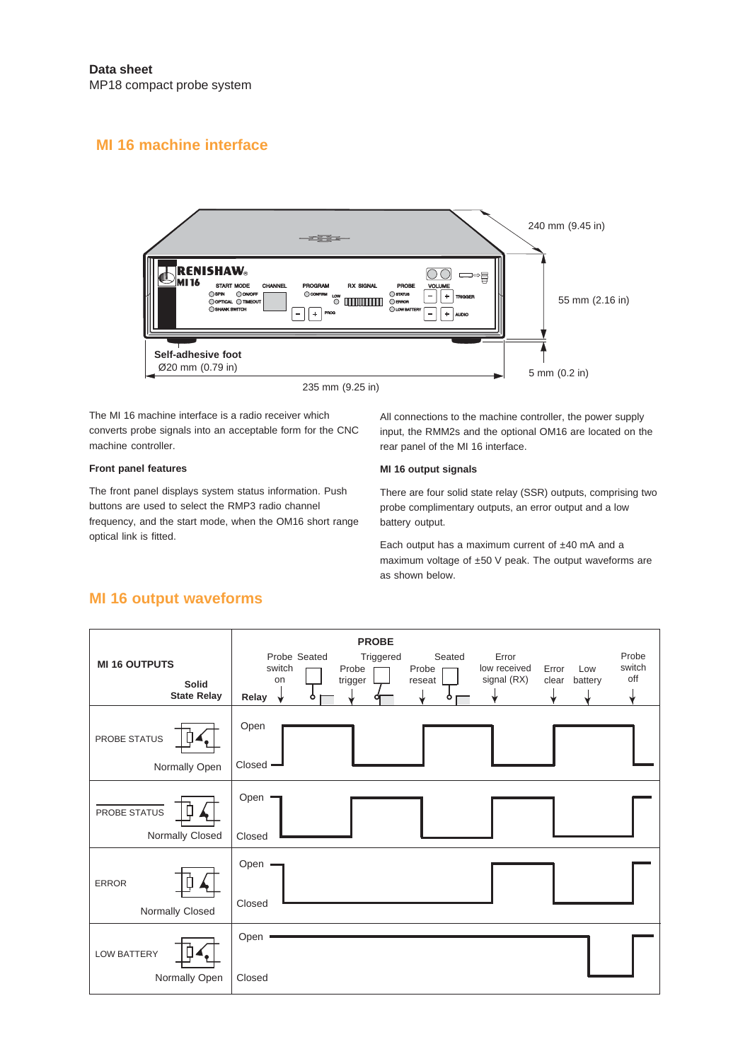**Data sheet**
MP18 compact probe system

## MI 16 machine interface

240 mm (9.45 in)

55 mm (2.16 in)

5 mm (0.2 in)

235 mm (9.25 in)

**Self-adhesive foot**
Ø20 mm (0.79 in)

The MI 16 machine interface is a radio receiver which converts probe signals into an acceptable form for the CNC machine controller.

### Front panel features

The front panel displays system status information. Push buttons are used to select the RMP3 radio channel frequency, and the start mode, when the OM16 short range optical link is fitted.

All connections to the machine controller, the power supply input, the RMM2s and the optional OM16 are located on the rear panel of the MI 16 interface.

### MI 16 output signals

There are four solid state relay (SSR) outputs, comprising two probe complimentary outputs, an error output and a low battery output.

Each output has a maximum current of ±40 mA and a maximum voltage of ±50 V peak. The output waveforms are as shown below.

## MI 16 output waveforms

| MI 16 OUTPUTS | PROBE |
|---|---|
| Solid State Relay | Relay: Probe switch on → Seated → Probe trigger → Triggered → Probe reseat → Seated → Error low received signal (RX) → Error clear → Low battery → Probe switch off |
| PROBE STATUS — Normally Open | Open / Closed |
| PROBE STATUS — Normally Closed | Open / Closed |
| ERROR — Normally Closed | Open / Closed |
| LOW BATTERY — Normally Open | Open / Closed |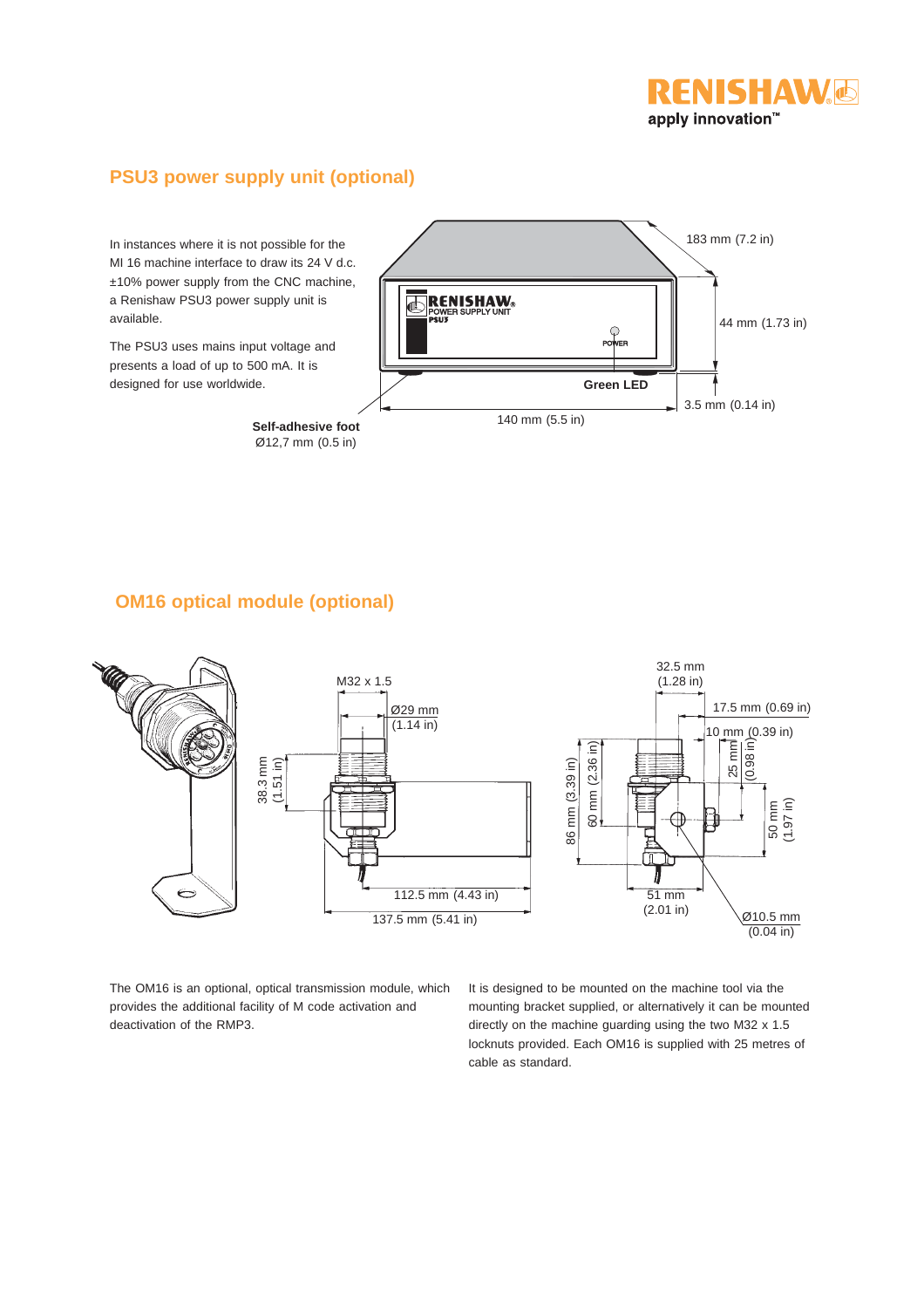## PSU3 power supply unit (optional)

In instances where it is not possible for the MI 16 machine interface to draw its 24 V d.c. ±10% power supply from the CNC machine, a Renishaw PSU3 power supply unit is available.

The PSU3 uses mains input voltage and presents a load of up to 500 mA. It is designed for use worldwide.

183 mm (7.2 in)

44 mm (1.73 in)

**Green LED**

3.5 mm (0.14 in)

140 mm (5.5 in)

**Self-adhesive foot**
Ø12,7 mm (0.5 in)

## OM16 optical module (optional)

M32 x 1.5

Ø29 mm (1.14 in)

38.3 mm (1.51 in)

112.5 mm (4.43 in)

137.5 mm (5.41 in)

32.5 mm (1.28 in)

17.5 mm (0.69 in)

10 mm (0.39 in)

25 mm (0.98 in)

86 mm (3.39 in)

60 mm (2.36 in)

50 mm (1.97 in)

51 mm (2.01 in)

Ø10.5 mm (0.04 in)

The OM16 is an optional, optical transmission module, which provides the additional facility of M code activation and deactivation of the RMP3.

It is designed to be mounted on the machine tool via the mounting bracket supplied, or alternatively it can be mounted directly on the machine guarding using the two M32 x 1.5 locknuts provided. Each OM16 is supplied with 25 metres of cable as standard.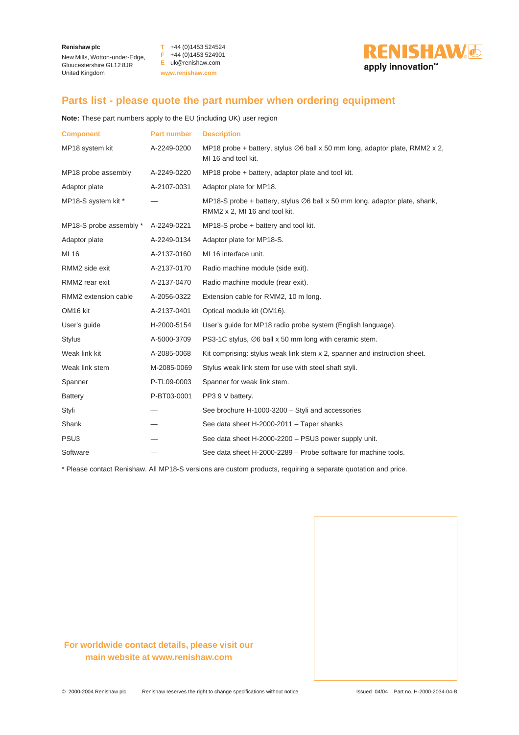**Renishaw plc**

New Mills, Wotton-under-Edge,
Gloucestershire GL12 8JR
United Kingdom

T +44 (0)1453 524524
F +44 (0)1453 524901
E uk@renishaw.com
www.renishaw.com

RENISHAW
apply innovation™

## Parts list - please quote the part number when ordering equipment

**Note:** These part numbers apply to the EU (including UK) user region

| Component | Part number | Description |
|---|---|---|
| MP18 system kit | A-2249-0200 | MP18 probe + battery, stylus ∅6 ball x 50 mm long, adaptor plate, RMM2 x 2, MI 16 and tool kit. |
| MP18 probe assembly | A-2249-0220 | MP18 probe + battery, adaptor plate and tool kit. |
| Adaptor plate | A-2107-0031 | Adaptor plate for MP18. |
| MP18-S system kit * | — | MP18-S probe + battery, stylus ∅6 ball x 50 mm long, adaptor plate, shank, RMM2 x 2, MI 16 and tool kit. |
| MP18-S probe assembly * | A-2249-0221 | MP18-S probe + battery and tool kit. |
| Adaptor plate | A-2249-0134 | Adaptor plate for MP18-S. |
| MI 16 | A-2137-0160 | MI 16 interface unit. |
| RMM2 side exit | A-2137-0170 | Radio machine module (side exit). |
| RMM2 rear exit | A-2137-0470 | Radio machine module (rear exit). |
| RMM2 extension cable | A-2056-0322 | Extension cable for RMM2, 10 m long. |
| OM16 kit | A-2137-0401 | Optical module kit (OM16). |
| User's guide | H-2000-5154 | User's guide for MP18 radio probe system (English language). |
| Stylus | A-5000-3709 | PS3-1C stylus, ∅6 ball x 50 mm long with ceramic stem. |
| Weak link kit | A-2085-0068 | Kit comprising: stylus weak link stem x 2, spanner and instruction sheet. |
| Weak link stem | M-2085-0069 | Stylus weak link stem for use with steel shaft styli. |
| Spanner | P-TL09-0003 | Spanner for weak link stem. |
| Battery | P-BT03-0001 | PP3 9 V battery. |
| Styli | — | See brochure H-1000-3200 – Styli and accessories |
| Shank | — | See data sheet H-2000-2011 – Taper shanks |
| PSU3 | — | See data sheet H-2000-2200 – PSU3 power supply unit. |
| Software | — | See data sheet H-2000-2289 – Probe software for machine tools. |

* Please contact Renishaw. All MP18-S versions are custom products, requiring a separate quotation and price.

**For worldwide contact details, please visit our main website at www.renishaw.com**

© 2000-2004 Renishaw plc Renishaw reserves the right to change specifications without notice

Issued 04/04 Part no. H-2000-2034-04-B